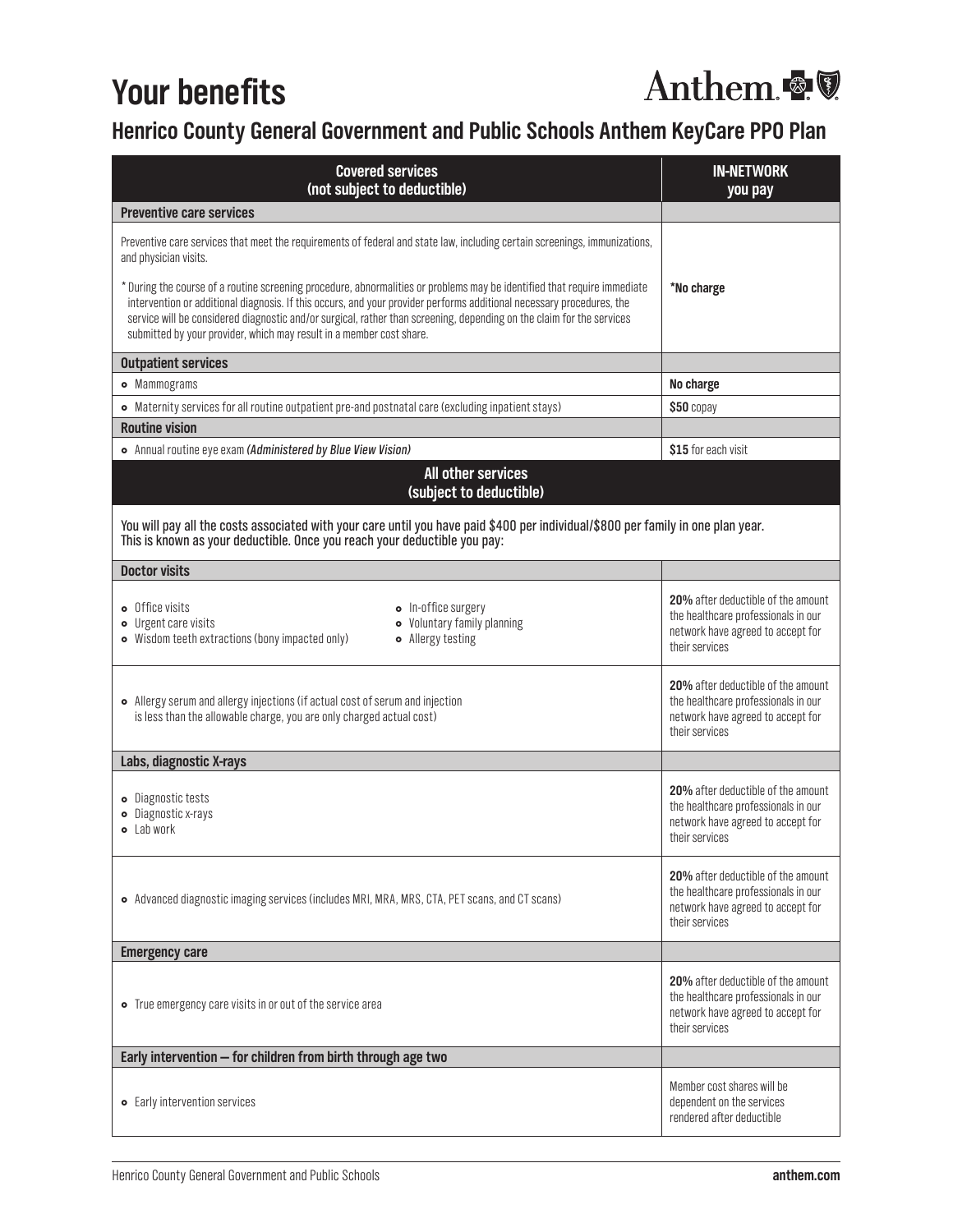# Your benefits

Anthem

## Henrico County General Government and Public Schools Anthem KeyCare PPO Plan

| Covered services (not subject to deductible) | IN-NETWORK you pay |
|---|---|
| **Preventive care services** | |
| Preventive care services that meet the requirements of federal and state law, including certain screenings, immunizations, and physician visits.<br><br>* During the course of a routine screening procedure, abnormalities or problems may be identified that require immediate intervention or additional diagnosis. If this occurs, and your provider performs additional necessary procedures, the service will be considered diagnostic and/or surgical, rather than screening, depending on the claim for the services submitted by your provider, which may result in a member cost share. | ***No charge** |
| **Outpatient services** | |
| • Mammograms | **No charge** |
| • Maternity services for all routine outpatient pre-and postnatal care (excluding inpatient stays) | **$50** copay |
| **Routine vision** | |
| • Annual routine eye exam ***(Administered by Blue View Vision)*** | **$15** for each visit |
| **All other services (subject to deductible)** | |
| You will pay all the costs associated with your care until you have paid $400 per individual/$800 per family in one plan year. This is known as your deductible. Once you reach your deductible you pay: | |
| **Doctor visits** | |
| • Office visits<br>• Urgent care visits<br>• Wisdom teeth extractions (bony impacted only)<br>• In-office surgery<br>• Voluntary family planning<br>• Allergy testing | **20%** after deductible of the amount the healthcare professionals in our network have agreed to accept for their services |
| • Allergy serum and allergy injections (if actual cost of serum and injection is less than the allowable charge, you are only charged actual cost) | **20%** after deductible of the amount the healthcare professionals in our network have agreed to accept for their services |
| **Labs, diagnostic X-rays** | |
| • Diagnostic tests<br>• Diagnostic x-rays<br>• Lab work | **20%** after deductible of the amount the healthcare professionals in our network have agreed to accept for their services |
| • Advanced diagnostic imaging services (includes MRI, MRA, MRS, CTA, PET scans, and CT scans) | **20%** after deductible of the amount the healthcare professionals in our network have agreed to accept for their services |
| **Emergency care** | |
| • True emergency care visits in or out of the service area | **20%** after deductible of the amount the healthcare professionals in our network have agreed to accept for their services |
| **Early intervention — for children from birth through age two** | |
| • Early intervention services | Member cost shares will be dependent on the services rendered after deductible |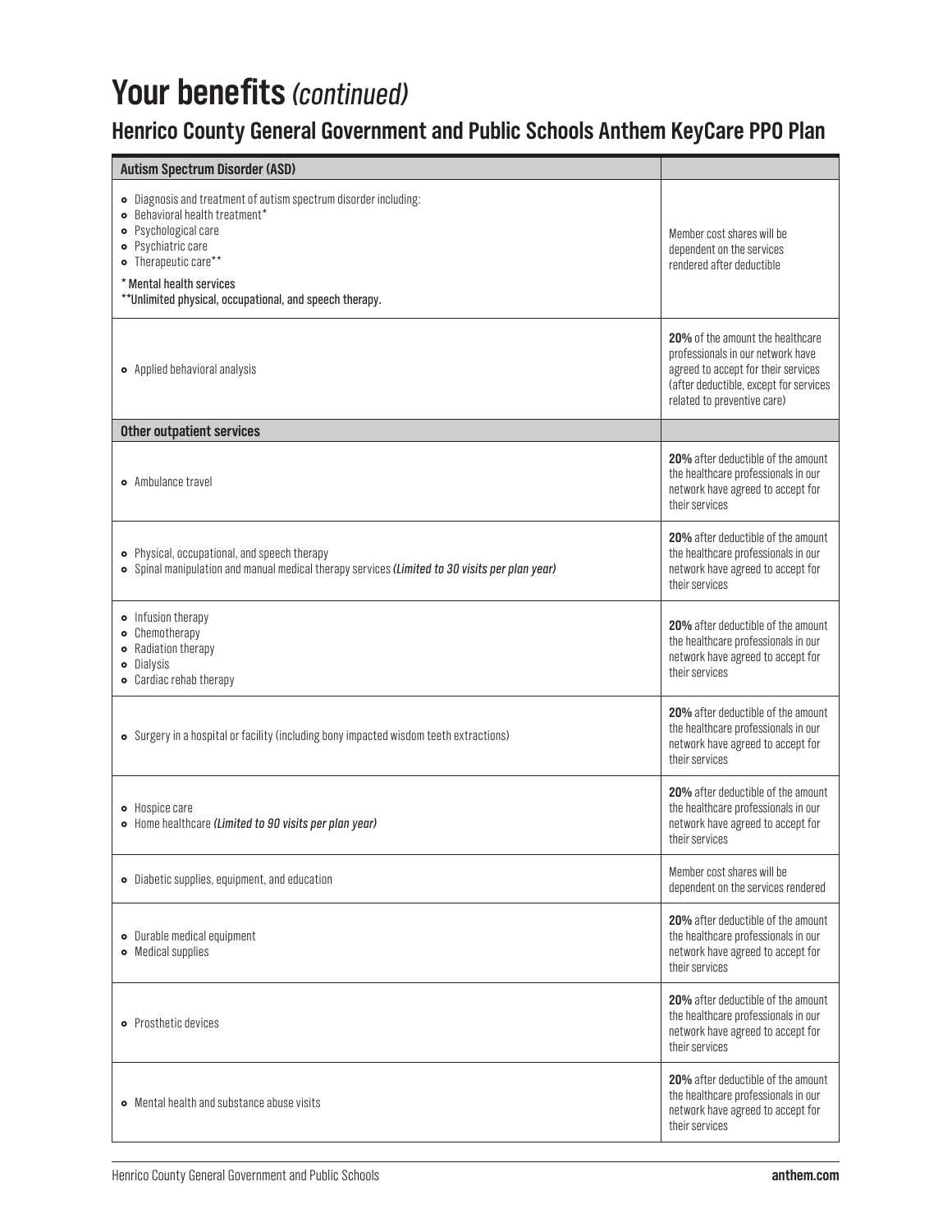# Your benefits *(continued)*

## Henrico County General Government and Public Schools Anthem KeyCare PPO Plan

| Autism Spectrum Disorder (ASD) | |
|---|---|
| • Diagnosis and treatment of autism spectrum disorder including:<br>• Behavioral health treatment*<br>• Psychological care<br>• Psychiatric care<br>• Therapeutic care**<br>**\* Mental health services**<br>**\*\*Unlimited physical, occupational, and speech therapy.** | Member cost shares will be dependent on the services rendered after deductible |
| • Applied behavioral analysis | **20%** of the amount the healthcare professionals in our network have agreed to accept for their services (after deductible, except for services related to preventive care) |
| **Other outpatient services** | |
| • Ambulance travel | **20%** after deductible of the amount the healthcare professionals in our network have agreed to accept for their services |
| • Physical, occupational, and speech therapy<br>• Spinal manipulation and manual medical therapy services ***(Limited to 30 visits per plan year)*** | **20%** after deductible of the amount the healthcare professionals in our network have agreed to accept for their services |
| • Infusion therapy<br>• Chemotherapy<br>• Radiation therapy<br>• Dialysis<br>• Cardiac rehab therapy | **20%** after deductible of the amount the healthcare professionals in our network have agreed to accept for their services |
| • Surgery in a hospital or facility (including bony impacted wisdom teeth extractions) | **20%** after deductible of the amount the healthcare professionals in our network have agreed to accept for their services |
| • Hospice care<br>• Home healthcare ***(Limited to 90 visits per plan year)*** | **20%** after deductible of the amount the healthcare professionals in our network have agreed to accept for their services |
| • Diabetic supplies, equipment, and education | Member cost shares will be dependent on the services rendered |
| • Durable medical equipment<br>• Medical supplies | **20%** after deductible of the amount the healthcare professionals in our network have agreed to accept for their services |
| • Prosthetic devices | **20%** after deductible of the amount the healthcare professionals in our network have agreed to accept for their services |
| • Mental health and substance abuse visits | **20%** after deductible of the amount the healthcare professionals in our network have agreed to accept for their services |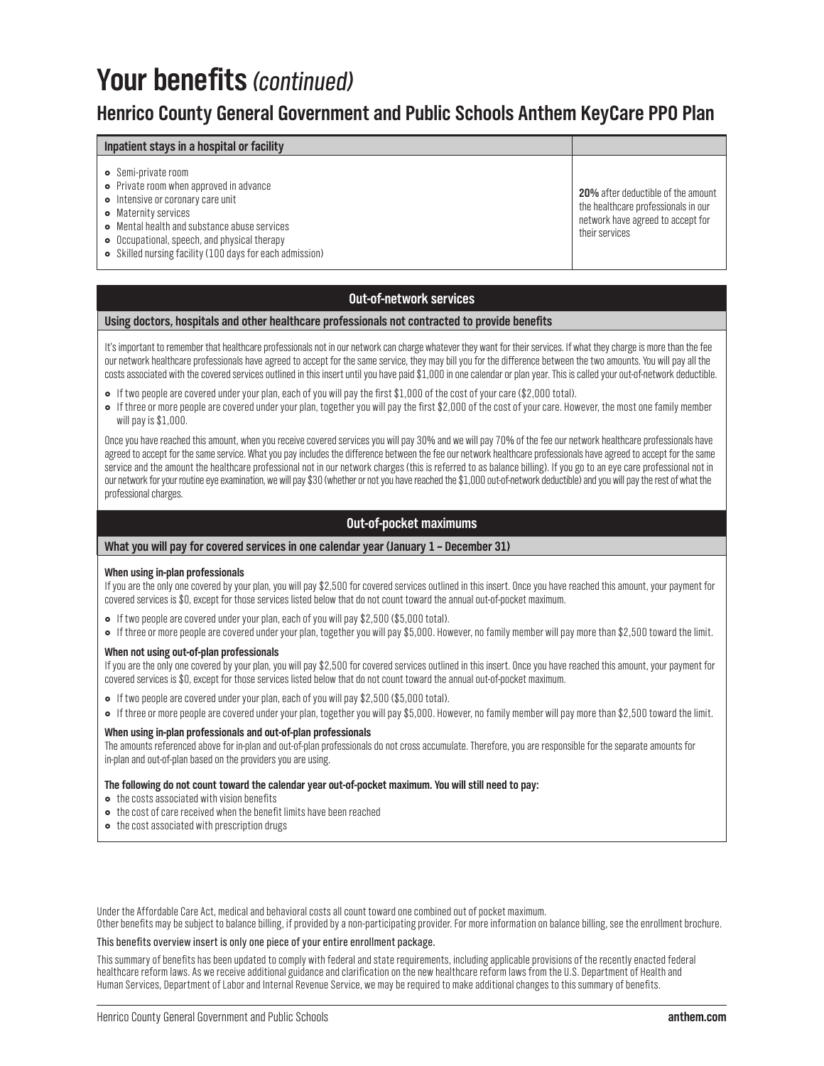# Your benefits *(continued)*

## Henrico County General Government and Public Schools Anthem KeyCare PPO Plan

| Inpatient stays in a hospital or facility | |
|---|---|
| • Semi-private room<br>• Private room when approved in advance<br>• Intensive or coronary care unit<br>• Maternity services<br>• Mental health and substance abuse services<br>• Occupational, speech, and physical therapy<br>• Skilled nursing facility (100 days for each admission) | **20%** after deductible of the amount the healthcare professionals in our network have agreed to accept for their services |

### Out-of-network services

**Using doctors, hospitals and other healthcare professionals not contracted to provide benefits**

It's important to remember that healthcare professionals not in our network can charge whatever they want for their services. If what they charge is more than the fee our network healthcare professionals have agreed to accept for the same service, they may bill you for the difference between the two amounts. You will pay all the costs associated with the covered services outlined in this insert until you have paid $1,000 in one calendar or plan year. This is called your out-of-network deductible.

- If two people are covered under your plan, each of you will pay the first $1,000 of the cost of your care ($2,000 total).
- If three or more people are covered under your plan, together you will pay the first $2,000 of the cost of your care. However, the most one family member will pay is $1,000.

Once you have reached this amount, when you receive covered services you will pay 30% and we will pay 70% of the fee our network healthcare professionals have agreed to accept for the same service. What you pay includes the difference between the fee our network healthcare professionals have agreed to accept for the same service and the amount the healthcare professional not in our network charges (this is referred to as balance billing). If you go to an eye care professional not in our network for your routine eye examination, we will pay $30 (whether or not you have reached the $1,000 out-of-network deductible) and you will pay the rest of what the professional charges.

### Out-of-pocket maximums

**What you will pay for covered services in one calendar year (January 1 – December 31)**

**When using in-plan professionals**
If you are the only one covered by your plan, you will pay $2,500 for covered services outlined in this insert. Once you have reached this amount, your payment for covered services is $0, except for those services listed below that do not count toward the annual out-of-pocket maximum.

- If two people are covered under your plan, each of you will pay $2,500 ($5,000 total).
- If three or more people are covered under your plan, together you will pay $5,000. However, no family member will pay more than $2,500 toward the limit.

**When not using out-of-plan professionals**
If you are the only one covered by your plan, you will pay $2,500 for covered services outlined in this insert. Once you have reached this amount, your payment for covered services is $0, except for those services listed below that do not count toward the annual out-of-pocket maximum.

- If two people are covered under your plan, each of you will pay $2,500 ($5,000 total).
- If three or more people are covered under your plan, together you will pay $5,000. However, no family member will pay more than $2,500 toward the limit.

**When using in-plan professionals and out-of-plan professionals**
The amounts referenced above for in-plan and out-of-plan professionals do not cross accumulate. Therefore, you are responsible for the separate amounts for in-plan and out-of-plan based on the providers you are using.

**The following do not count toward the calendar year out-of-pocket maximum. You will still need to pay:**

- the costs associated with vision benefits
- the cost of care received when the benefit limits have been reached
- the cost associated with prescription drugs

Under the Affordable Care Act, medical and behavioral costs all count toward one combined out of pocket maximum.
Other benefits may be subject to balance billing, if provided by a non-participating provider. For more information on balance billing, see the enrollment brochure.

**This benefits overview insert is only one piece of your entire enrollment package.**

This summary of benefits has been updated to comply with federal and state requirements, including applicable provisions of the recently enacted federal healthcare reform laws. As we receive additional guidance and clarification on the new healthcare reform laws from the U.S. Department of Health and Human Services, Department of Labor and Internal Revenue Service, we may be required to make additional changes to this summary of benefits.